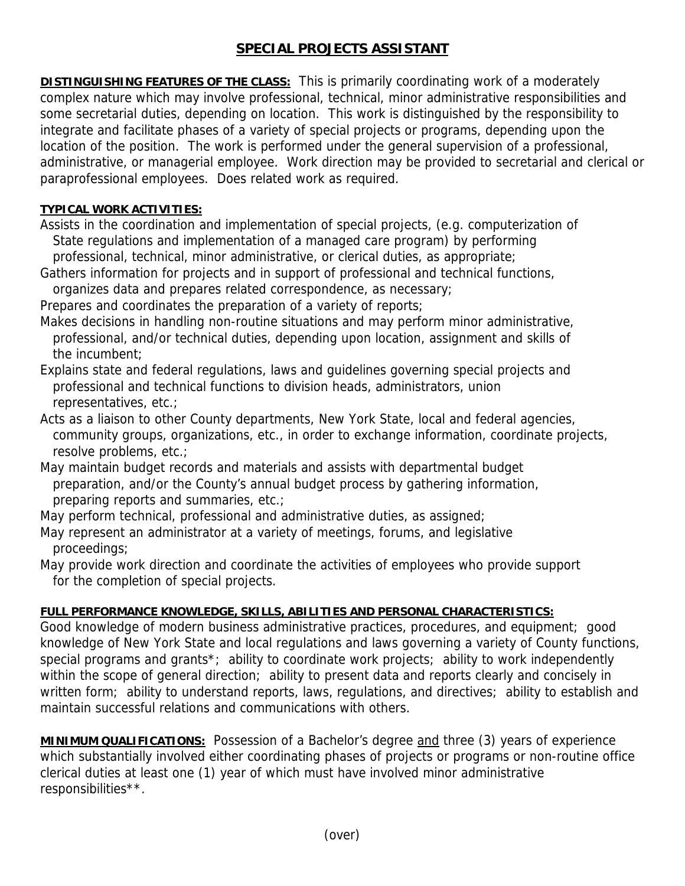# SPECIAL PROJECTS ASSISTANT

**DISTINGUISHING FEATURES OF THE CLASS:** This is primarily coordinating work of a moderately complex nature which may involve professional, technical, minor administrative responsibilities and some secretarial duties, depending on location. This work is distinguished by the responsibility to integrate and facilitate phases of a variety of special projects or programs, depending upon the location of the position. The work is performed under the general supervision of a professional, administrative, or managerial employee. Work direction may be provided to secretarial and clerical or paraprofessional employees. Does related work as required.

**TYPICAL WORK ACTIVITIES:**

- Assists in the coordination and implementation of special projects, (e.g. computerization of State regulations and implementation of a managed care program) by performing professional, technical, minor administrative, or clerical duties, as appropriate;
- Gathers information for projects and in support of professional and technical functions, organizes data and prepares related correspondence, as necessary;
- Prepares and coordinates the preparation of a variety of reports;
- Makes decisions in handling non-routine situations and may perform minor administrative, professional, and/or technical duties, depending upon location, assignment and skills of the incumbent;
- Explains state and federal regulations, laws and guidelines governing special projects and professional and technical functions to division heads, administrators, union representatives, etc.;
- Acts as a liaison to other County departments, New York State, local and federal agencies, community groups, organizations, etc., in order to exchange information, coordinate projects, resolve problems, etc.;
- May maintain budget records and materials and assists with departmental budget preparation, and/or the County's annual budget process by gathering information, preparing reports and summaries, etc.;
- May perform technical, professional and administrative duties, as assigned;
- May represent an administrator at a variety of meetings, forums, and legislative proceedings;
- May provide work direction and coordinate the activities of employees who provide support for the completion of special projects.

**FULL PERFORMANCE KNOWLEDGE, SKILLS, ABILITIES AND PERSONAL CHARACTERISTICS:**
Good knowledge of modern business administrative practices, procedures, and equipment; good knowledge of New York State and local regulations and laws governing a variety of County functions, special programs and grants*; ability to coordinate work projects; ability to work independently within the scope of general direction; ability to present data and reports clearly and concisely in written form; ability to understand reports, laws, regulations, and directives; ability to establish and maintain successful relations and communications with others.

**MINIMUM QUALIFICATIONS:** Possession of a Bachelor's degree <u>and</u> three (3) years of experience which substantially involved either coordinating phases of projects or programs or non-routine office clerical duties at least one (1) year of which must have involved minor administrative responsibilities**.

(over)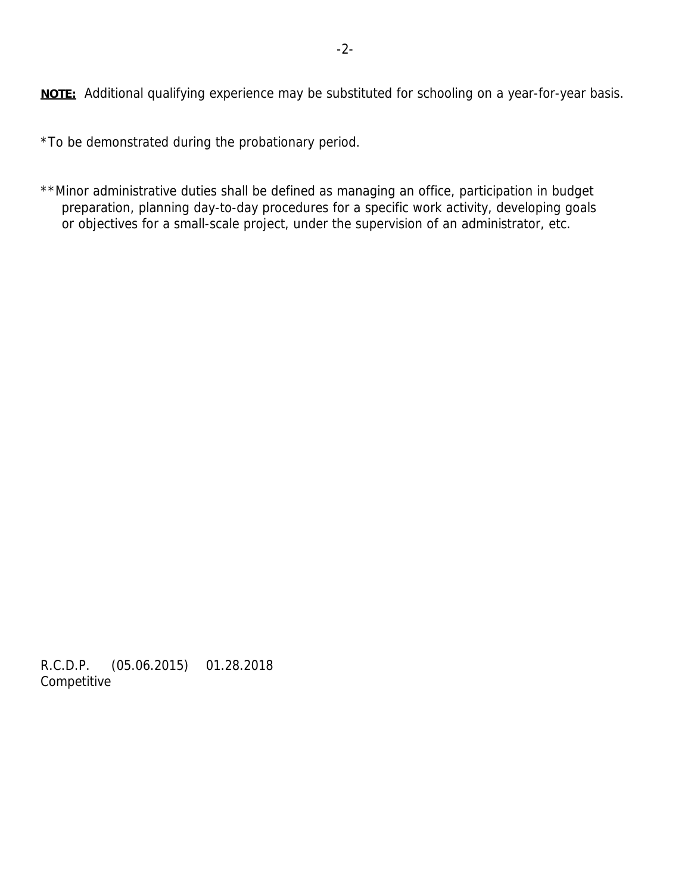**NOTE:** Additional qualifying experience may be substituted for schooling on a year-for-year basis.

*To be demonstrated during the probationary period.

**Minor administrative duties shall be defined as managing an office, participation in budget preparation, planning day-to-day procedures for a specific work activity, developing goals or objectives for a small-scale project, under the supervision of an administrator, etc.

R.C.D.P. (05.06.2015) 01.28.2018
Competitive